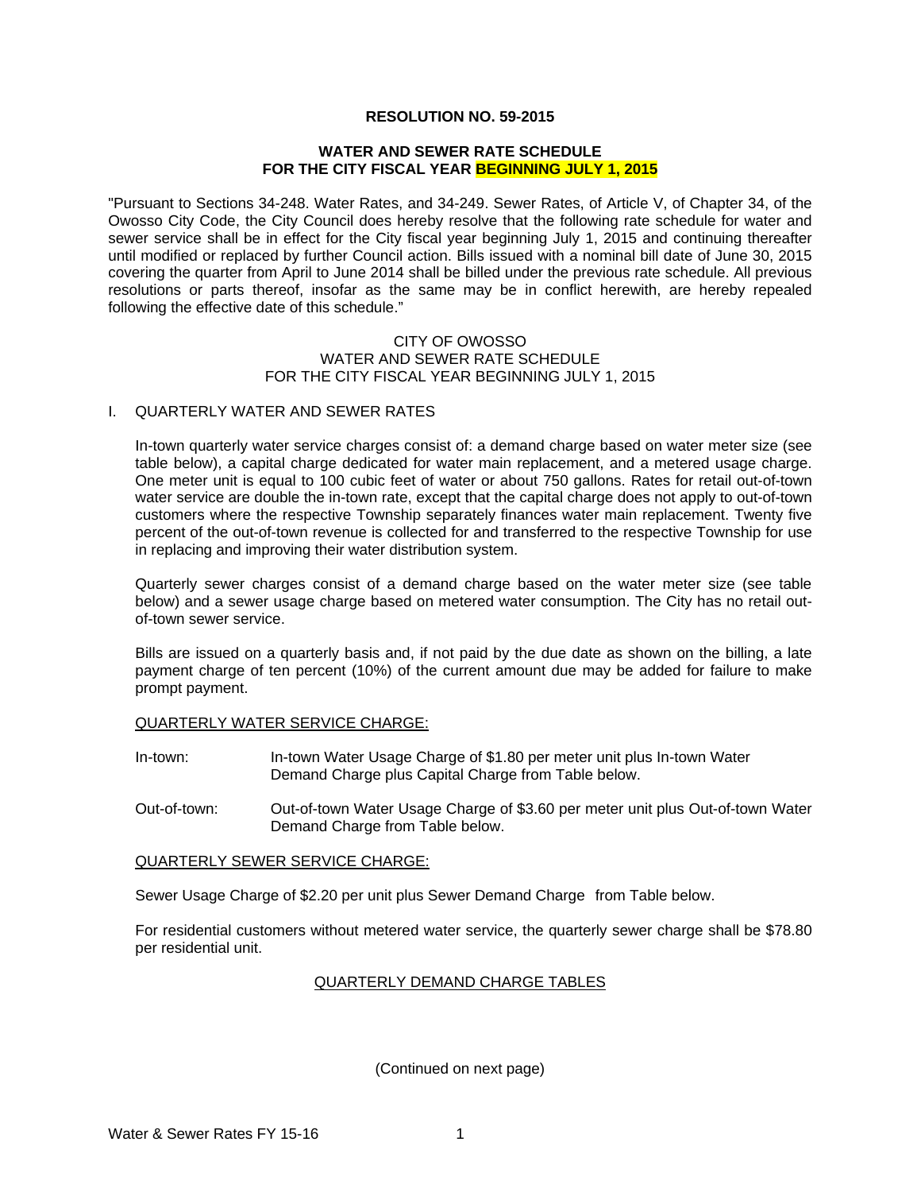**RESOLUTION NO. 59-2015**

**WATER AND SEWER RATE SCHEDULE**
**FOR THE CITY FISCAL YEAR BEGINNING JULY 1, 2015**

"Pursuant to Sections 34-248. Water Rates, and 34-249. Sewer Rates, of Article V, of Chapter 34, of the Owosso City Code, the City Council does hereby resolve that the following rate schedule for water and sewer service shall be in effect for the City fiscal year beginning July 1, 2015 and continuing thereafter until modified or replaced by further Council action. Bills issued with a nominal bill date of June 30, 2015 covering the quarter from April to June 2014 shall be billed under the previous rate schedule. All previous resolutions or parts thereof, insofar as the same may be in conflict herewith, are hereby repealed following the effective date of this schedule."

CITY OF OWOSSO
WATER AND SEWER RATE SCHEDULE
FOR THE CITY FISCAL YEAR BEGINNING JULY 1, 2015

I. QUARTERLY WATER AND SEWER RATES

In-town quarterly water service charges consist of: a demand charge based on water meter size (see table below), a capital charge dedicated for water main replacement, and a metered usage charge. One meter unit is equal to 100 cubic feet of water or about 750 gallons. Rates for retail out-of-town water service are double the in-town rate, except that the capital charge does not apply to out-of-town customers where the respective Township separately finances water main replacement. Twenty five percent of the out-of-town revenue is collected for and transferred to the respective Township for use in replacing and improving their water distribution system.

Quarterly sewer charges consist of a demand charge based on the water meter size (see table below) and a sewer usage charge based on metered water consumption. The City has no retail out-of-town sewer service.

Bills are issued on a quarterly basis and, if not paid by the due date as shown on the billing, a late payment charge of ten percent (10%) of the current amount due may be added for failure to make prompt payment.

QUARTERLY WATER SERVICE CHARGE:

In-town: In-town Water Usage Charge of $1.80 per meter unit plus In-town Water Demand Charge plus Capital Charge from Table below.

Out-of-town: Out-of-town Water Usage Charge of $3.60 per meter unit plus Out-of-town Water Demand Charge from Table below.

QUARTERLY SEWER SERVICE CHARGE:

Sewer Usage Charge of $2.20 per unit plus Sewer Demand Charge from Table below.

For residential customers without metered water service, the quarterly sewer charge shall be $78.80 per residential unit.

QUARTERLY DEMAND CHARGE TABLES

(Continued on next page)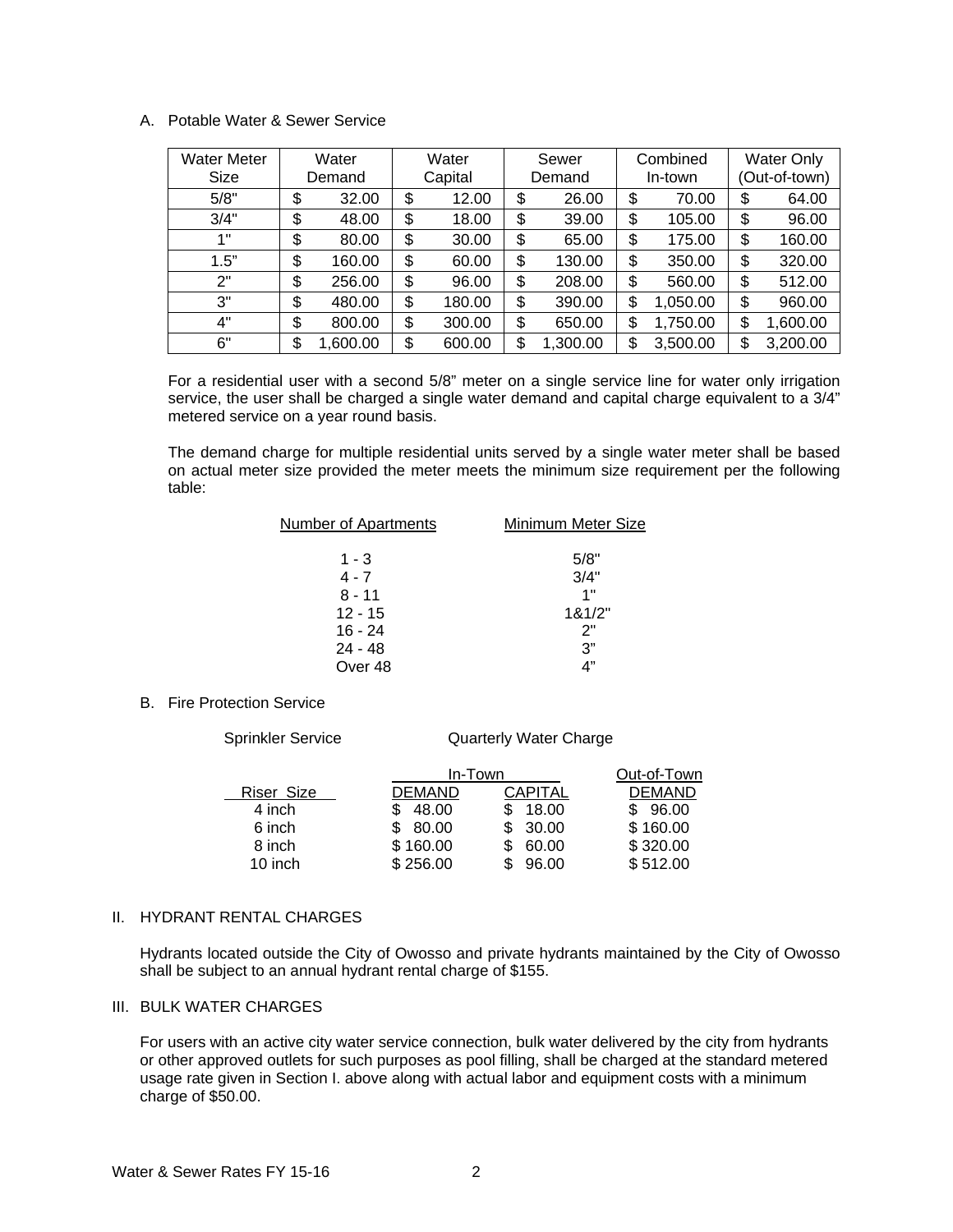A. Potable Water & Sewer Service

| Water Meter Size | Water Demand | Water Capital | Sewer Demand | Combined In-town | Water Only (Out-of-town) |
|---|---|---|---|---|---|
| 5/8" | $ 32.00 | $ 12.00 | $ 26.00 | $ 70.00 | $ 64.00 |
| 3/4" | $ 48.00 | $ 18.00 | $ 39.00 | $ 105.00 | $ 96.00 |
| 1" | $ 80.00 | $ 30.00 | $ 65.00 | $ 175.00 | $ 160.00 |
| 1.5" | $ 160.00 | $ 60.00 | $ 130.00 | $ 350.00 | $ 320.00 |
| 2" | $ 256.00 | $ 96.00 | $ 208.00 | $ 560.00 | $ 512.00 |
| 3" | $ 480.00 | $ 180.00 | $ 390.00 | $ 1,050.00 | $ 960.00 |
| 4" | $ 800.00 | $ 300.00 | $ 650.00 | $ 1,750.00 | $ 1,600.00 |
| 6" | $ 1,600.00 | $ 600.00 | $ 1,300.00 | $ 3,500.00 | $ 3,200.00 |

For a residential user with a second 5/8" meter on a single service line for water only irrigation service, the user shall be charged a single water demand and capital charge equivalent to a 3/4" metered service on a year round basis.

The demand charge for multiple residential units served by a single water meter shall be based on actual meter size provided the meter meets the minimum size requirement per the following table:

| Number of Apartments | Minimum Meter Size |
|---|---|
| 1 - 3 | 5/8" |
| 4 - 7 | 3/4" |
| 8 - 11 | 1" |
| 12 - 15 | 1&1/2" |
| 16 - 24 | 2" |
| 24 - 48 | 3" |
| Over 48 | 4" |

B. Fire Protection Service

Sprinkler Service — Quarterly Water Charge

| | In-Town | | Out-of-Town |
|---|---|---|---|
| Riser Size | DEMAND | CAPITAL | DEMAND |
| 4 inch | $ 48.00 | $ 18.00 | $ 96.00 |
| 6 inch | $ 80.00 | $ 30.00 | $ 160.00 |
| 8 inch | $ 160.00 | $ 60.00 | $ 320.00 |
| 10 inch | $ 256.00 | $ 96.00 | $ 512.00 |

II. HYDRANT RENTAL CHARGES

Hydrants located outside the City of Owosso and private hydrants maintained by the City of Owosso shall be subject to an annual hydrant rental charge of $155.

III. BULK WATER CHARGES

For users with an active city water service connection, bulk water delivered by the city from hydrants or other approved outlets for such purposes as pool filling, shall be charged at the standard metered usage rate given in Section I. above along with actual labor and equipment costs with a minimum charge of $50.00.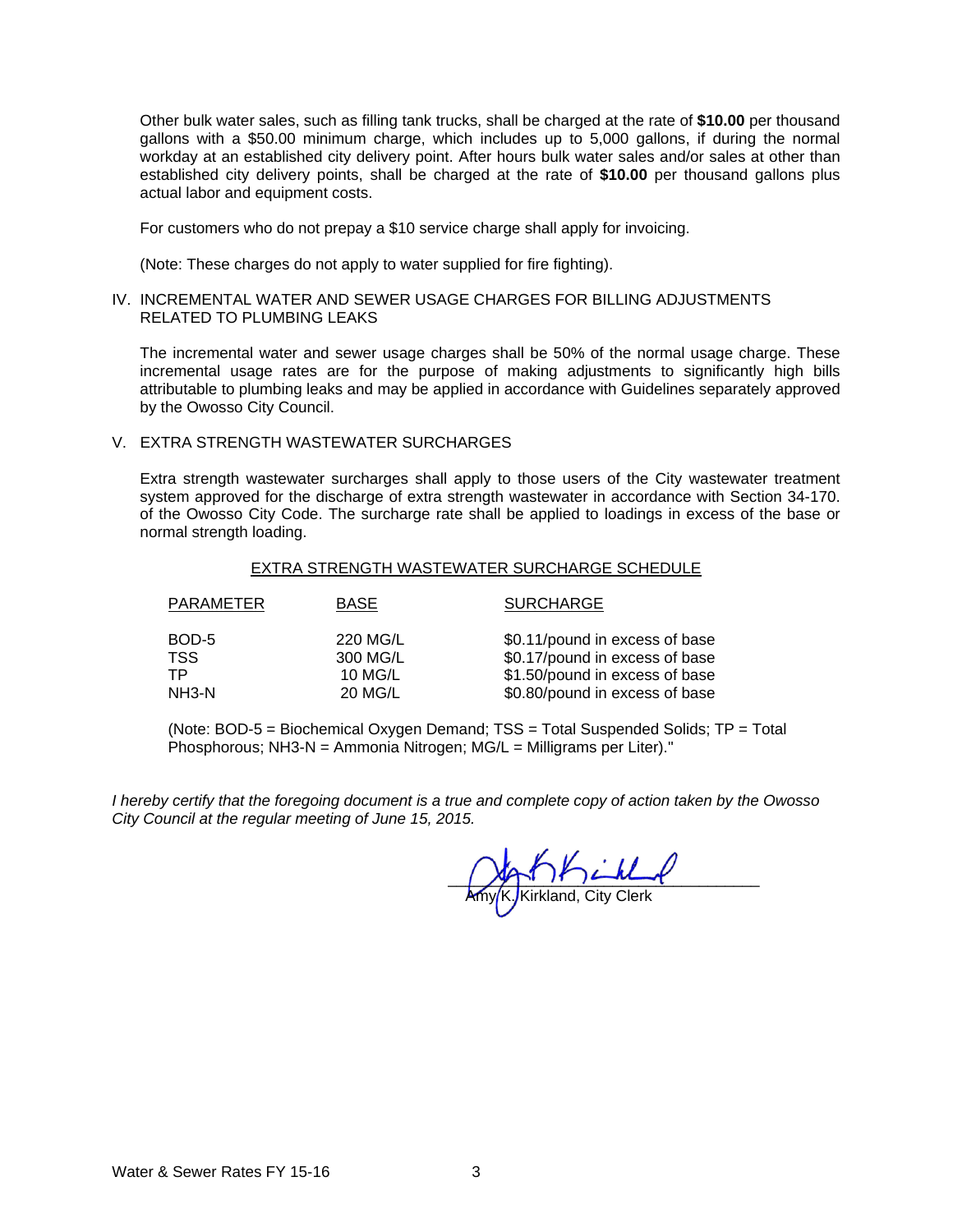Other bulk water sales, such as filling tank trucks, shall be charged at the rate of **$10.00** per thousand gallons with a $50.00 minimum charge, which includes up to 5,000 gallons, if during the normal workday at an established city delivery point. After hours bulk water sales and/or sales at other than established city delivery points, shall be charged at the rate of **$10.00** per thousand gallons plus actual labor and equipment costs.

For customers who do not prepay a $10 service charge shall apply for invoicing.

(Note: These charges do not apply to water supplied for fire fighting).

IV. INCREMENTAL WATER AND SEWER USAGE CHARGES FOR BILLING ADJUSTMENTS RELATED TO PLUMBING LEAKS

The incremental water and sewer usage charges shall be 50% of the normal usage charge. These incremental usage rates are for the purpose of making adjustments to significantly high bills attributable to plumbing leaks and may be applied in accordance with Guidelines separately approved by the Owosso City Council.

V. EXTRA STRENGTH WASTEWATER SURCHARGES

Extra strength wastewater surcharges shall apply to those users of the City wastewater treatment system approved for the discharge of extra strength wastewater in accordance with Section 34-170. of the Owosso City Code. The surcharge rate shall be applied to loadings in excess of the base or normal strength loading.

EXTRA STRENGTH WASTEWATER SURCHARGE SCHEDULE

| PARAMETER | BASE | SURCHARGE |
|---|---|---|
| BOD-5 | 220 MG/L | $0.11/pound in excess of base |
| TSS | 300 MG/L | $0.17/pound in excess of base |
| TP | 10 MG/L | $1.50/pound in excess of base |
| NH3-N | 20 MG/L | $0.80/pound in excess of base |

(Note: BOD-5 = Biochemical Oxygen Demand; TSS = Total Suspended Solids; TP = Total Phosphorous; NH3-N = Ammonia Nitrogen; MG/L = Milligrams per Liter)."

*I hereby certify that the foregoing document is a true and complete copy of action taken by the Owosso City Council at the regular meeting of June 15, 2015.*

Amy K. Kirkland, City Clerk